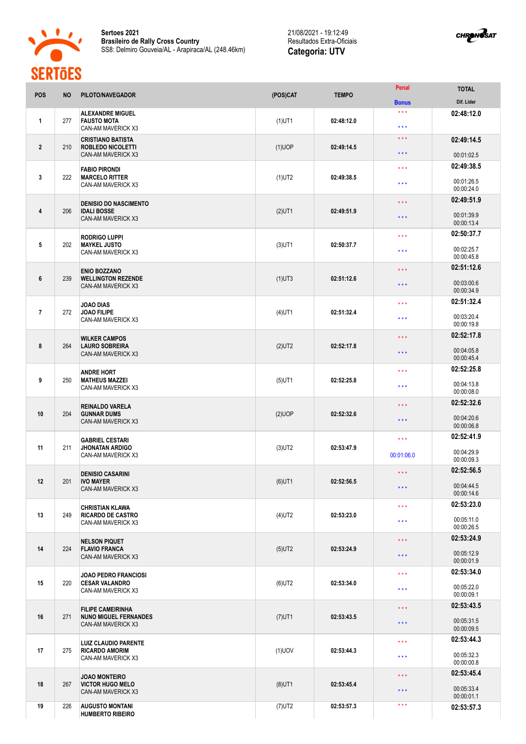**Sertoes 2021**
**Brasileiro de Rally Cross Country**
SS8: Delmiro Gouveia/AL - Arapiraca/AL (248.46km)

21/08/2021 - 19:12:49
Resultados Extra-Oficiais
**Categoria: UTV**

| POS | NO | PILOTO/NAVEGADOR | (POS)CAT | TEMPO | Penal / Bonus | TOTAL / Dif. Lider |
|---|---|---|---|---|---|---|
| 1 | 277 | **ALEXANDRE MIGUEL**<br>**FAUSTO MOTA**<br>CAN-AM MAVERICK X3 | (1)UT1 | 02:48:12.0 | \*\*\*<br>\*\*\* | **02:48:12.0** |
| 2 | 210 | **CRISTIANO BATISTA**<br>**ROBLEDO NICOLETTI**<br>CAN-AM MAVERICK X3 | (1)UOP | 02:49:14.5 | \*\*\*<br>\*\*\* | **02:49:14.5**<br>00:01:02.5 |
| 3 | 222 | **FABIO PIRONDI**<br>**MARCELO RITTER**<br>CAN-AM MAVERICK X3 | (1)UT2 | 02:49:38.5 | \*\*\*<br>\*\*\* | **02:49:38.5**<br>00:01:26.5<br>00:00:24.0 |
| 4 | 206 | **DENISIO DO NASCIMENTO**<br>**IDALI BOSSE**<br>CAN-AM MAVERICK X3 | (2)UT1 | 02:49:51.9 | \*\*\*<br>\*\*\* | **02:49:51.9**<br>00:01:39.9<br>00:00:13.4 |
| 5 | 202 | **RODRIGO LUPPI**<br>**MAYKEL JUSTO**<br>CAN-AM MAVERICK X3 | (3)UT1 | 02:50:37.7 | \*\*\*<br>\*\*\* | **02:50:37.7**<br>00:02:25.7<br>00:00:45.8 |
| 6 | 239 | **ENIO BOZZANO**<br>**WELLINGTON REZENDE**<br>CAN-AM MAVERICK X3 | (1)UT3 | 02:51:12.6 | \*\*\*<br>\*\*\* | **02:51:12.6**<br>00:03:00.6<br>00:00:34.9 |
| 7 | 272 | **JOAO DIAS**<br>**JOAO FILIPE**<br>CAN-AM MAVERICK X3 | (4)UT1 | 02:51:32.4 | \*\*\*<br>\*\*\* | **02:51:32.4**<br>00:03:20.4<br>00:00:19.8 |
| 8 | 264 | **WILKER CAMPOS**<br>**LAURO SOBREIRA**<br>CAN-AM MAVERICK X3 | (2)UT2 | 02:52:17.8 | \*\*\*<br>\*\*\* | **02:52:17.8**<br>00:04:05.8<br>00:00:45.4 |
| 9 | 250 | **ANDRE HORT**<br>**MATHEUS MAZZEI**<br>CAN-AM MAVERICK X3 | (5)UT1 | 02:52:25.8 | \*\*\*<br>\*\*\* | **02:52:25.8**<br>00:04:13.8<br>00:00:08.0 |
| 10 | 204 | **REINALDO VARELA**<br>**GUNNAR DUMS**<br>CAN-AM MAVERICK X3 | (2)UOP | 02:52:32.6 | \*\*\*<br>\*\*\* | **02:52:32.6**<br>00:04:20.6<br>00:00:06.8 |
| 11 | 211 | **GABRIEL CESTARI**<br>**JHONATAN ARDIGO**<br>CAN-AM MAVERICK X3 | (3)UT2 | 02:53:47.9 | \*\*\*<br>00:01:06.0 | **02:52:41.9**<br>00:04:29.9<br>00:00:09.3 |
| 12 | 201 | **DENISIO CASARINI**<br>**IVO MAYER**<br>CAN-AM MAVERICK X3 | (6)UT1 | 02:52:56.5 | \*\*\*<br>\*\*\* | **02:52:56.5**<br>00:04:44.5<br>00:00:14.6 |
| 13 | 249 | **CHRISTIAN KLAWA**<br>**RICARDO DE CASTRO**<br>CAN-AM MAVERICK X3 | (4)UT2 | 02:53:23.0 | \*\*\*<br>\*\*\* | **02:53:23.0**<br>00:05:11.0<br>00:00:26.5 |
| 14 | 224 | **NELSON PIQUET**<br>**FLAVIO FRANCA**<br>CAN-AM MAVERICK X3 | (5)UT2 | 02:53:24.9 | \*\*\*<br>\*\*\* | **02:53:24.9**<br>00:05:12.9<br>00:00:01.9 |
| 15 | 220 | **JOAO PEDRO FRANCIOSI**<br>**CESAR VALANDRO**<br>CAN-AM MAVERICK X3 | (6)UT2 | 02:53:34.0 | \*\*\*<br>\*\*\* | **02:53:34.0**<br>00:05:22.0<br>00:00:09.1 |
| 16 | 271 | **FILIPE CAMEIRINHA**<br>**NUNO MIGUEL FERNANDES**<br>CAN-AM MAVERICK X3 | (7)UT1 | 02:53:43.5 | \*\*\*<br>\*\*\* | **02:53:43.5**<br>00:05:31.5<br>00:00:09.5 |
| 17 | 275 | **LUIZ CLAUDIO PARENTE**<br>**RICARDO AMORIM**<br>CAN-AM MAVERICK X3 | (1)UOV | 02:53:44.3 | \*\*\*<br>\*\*\* | **02:53:44.3**<br>00:05:32.3<br>00:00:00.8 |
| 18 | 267 | **JOAO MONTEIRO**<br>**VICTOR HUGO MELO**<br>CAN-AM MAVERICK X3 | (8)UT1 | 02:53:45.4 | \*\*\*<br>\*\*\* | **02:53:45.4**<br>00:05:33.4<br>00:00:01.1 |
| 19 | 226 | **AUGUSTO MONTANI**<br>**HUMBERTO RIBEIRO** | (7)UT2 | 02:53:57.3 | \*\*\* | **02:53:57.3** |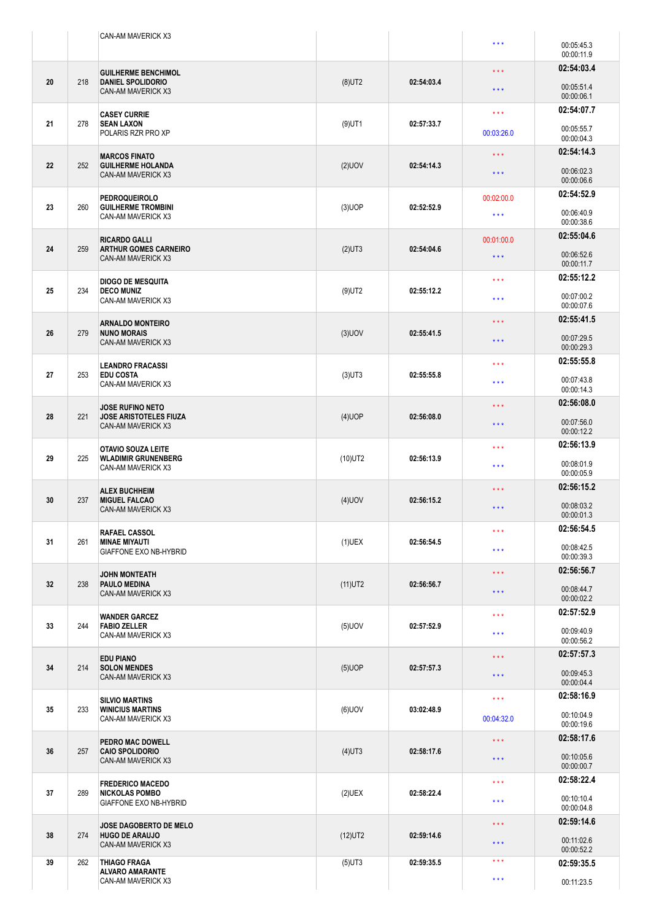| | | | | | | |
|---|---|---|---|---|---|---|
| | | CAN-AM MAVERICK X3 | | | *** | 00:05:45.3<br>00:00:11.9 |
| 20 | 218 | **GUILHERME BENCHIMOL**<br>**DANIEL SPOLIDORIO**<br>CAN-AM MAVERICK X3 | (8)UT2 | 02:54:03.4 | ***<br>*** | **02:54:03.4**<br>00:05:51.4<br>00:00:06.1 |
| 21 | 278 | **CASEY CURRIE**<br>**SEAN LAXON**<br>POLARIS RZR PRO XP | (9)UT1 | 02:57:33.7 | ***<br>00:03:26.0 | **02:54:07.7**<br>00:05:55.7<br>00:00:04.3 |
| 22 | 252 | **MARCOS FINATO**<br>**GUILHERME HOLANDA**<br>CAN-AM MAVERICK X3 | (2)UOV | 02:54:14.3 | ***<br>*** | **02:54:14.3**<br>00:06:02.3<br>00:00:06.6 |
| 23 | 260 | **PEDROQUEIROLO**<br>**GUILHERME TROMBINI**<br>CAN-AM MAVERICK X3 | (3)UOP | 02:52:52.9 | 00:02:00.0<br>*** | **02:54:52.9**<br>00:06:40.9<br>00:00:38.6 |
| 24 | 259 | **RICARDO GALLI**<br>**ARTHUR GOMES CARNEIRO**<br>CAN-AM MAVERICK X3 | (2)UT3 | 02:54:04.6 | 00:01:00.0<br>*** | **02:55:04.6**<br>00:06:52.6<br>00:00:11.7 |
| 25 | 234 | **DIOGO DE MESQUITA**<br>**DECO MUNIZ**<br>CAN-AM MAVERICK X3 | (9)UT2 | 02:55:12.2 | ***<br>*** | **02:55:12.2**<br>00:07:00.2<br>00:00:07.6 |
| 26 | 279 | **ARNALDO MONTEIRO**<br>**NUNO MORAIS**<br>CAN-AM MAVERICK X3 | (3)UOV | 02:55:41.5 | ***<br>*** | **02:55:41.5**<br>00:07:29.5<br>00:00:29.3 |
| 27 | 253 | **LEANDRO FRACASSI**<br>**EDU COSTA**<br>CAN-AM MAVERICK X3 | (3)UT3 | 02:55:55.8 | ***<br>*** | **02:55:55.8**<br>00:07:43.8<br>00:00:14.3 |
| 28 | 221 | **JOSE RUFINO NETO**<br>**JOSE ARISTOTELES FIUZA**<br>CAN-AM MAVERICK X3 | (4)UOP | 02:56:08.0 | ***<br>*** | **02:56:08.0**<br>00:07:56.0<br>00:00:12.2 |
| 29 | 225 | **OTAVIO SOUZA LEITE**<br>**WLADIMIR GRUNENBERG**<br>CAN-AM MAVERICK X3 | (10)UT2 | 02:56:13.9 | ***<br>*** | **02:56:13.9**<br>00:08:01.9<br>00:00:05.9 |
| 30 | 237 | **ALEX BUCHHEIM**<br>**MIGUEL FALCAO**<br>CAN-AM MAVERICK X3 | (4)UOV | 02:56:15.2 | ***<br>*** | **02:56:15.2**<br>00:08:03.2<br>00:00:01.3 |
| 31 | 261 | **RAFAEL CASSOL**<br>**MINAE MIYAUTI**<br>GIAFFONE EXO NB-HYBRID | (1)UEX | 02:56:54.5 | ***<br>*** | **02:56:54.5**<br>00:08:42.5<br>00:00:39.3 |
| 32 | 238 | **JOHN MONTEATH**<br>**PAULO MEDINA**<br>CAN-AM MAVERICK X3 | (11)UT2 | 02:56:56.7 | ***<br>*** | **02:56:56.7**<br>00:08:44.7<br>00:00:02.2 |
| 33 | 244 | **WANDER GARCEZ**<br>**FABIO ZELLER**<br>CAN-AM MAVERICK X3 | (5)UOV | 02:57:52.9 | ***<br>*** | **02:57:52.9**<br>00:09:40.9<br>00:00:56.2 |
| 34 | 214 | **EDU PIANO**<br>**SOLON MENDES**<br>CAN-AM MAVERICK X3 | (5)UOP | 02:57:57.3 | ***<br>*** | **02:57:57.3**<br>00:09:45.3<br>00:00:04.4 |
| 35 | 233 | **SILVIO MARTINS**<br>**WINICIUS MARTINS**<br>CAN-AM MAVERICK X3 | (6)UOV | 03:02:48.9 | ***<br>00:04:32.0 | **02:58:16.9**<br>00:10:04.9<br>00:00:19.6 |
| 36 | 257 | **PEDRO MAC DOWELL**<br>**CAIO SPOLIDORIO**<br>CAN-AM MAVERICK X3 | (4)UT3 | 02:58:17.6 | ***<br>*** | **02:58:17.6**<br>00:10:05.6<br>00:00:00.7 |
| 37 | 289 | **FREDERICO MACEDO**<br>**NICKOLAS POMBO**<br>GIAFFONE EXO NB-HYBRID | (2)UEX | 02:58:22.4 | ***<br>*** | **02:58:22.4**<br>00:10:10.4<br>00:00:04.8 |
| 38 | 274 | **JOSE DAGOBERTO DE MELO**<br>**HUGO DE ARAUJO**<br>CAN-AM MAVERICK X3 | (12)UT2 | 02:59:14.6 | ***<br>*** | **02:59:14.6**<br>00:11:02.6<br>00:00:52.2 |
| 39 | 262 | **THIAGO FRAGA**<br>**ALVARO AMARANTE**<br>CAN-AM MAVERICK X3 | (5)UT3 | 02:59:35.5 | ***<br>*** | **02:59:35.5**<br>00:11:23.5 |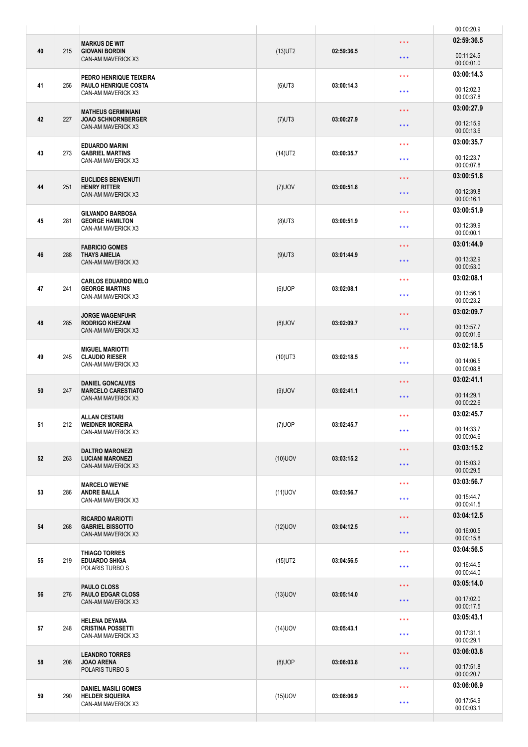| | | | | | | 00:00:20.9 |
|---|---|---|---|---|---|---|
| 40 | 215 | **MARKUS DE WIT**<br>**GIOVANI BORDIN**<br>CAN-AM MAVERICK X3 | (13)UT2 | 03:00:14.3 | | **02:59:36.5**<br>00:11:24.5<br>00:00:01.0 |
| 41 | 256 | **PEDRO HENRIQUE TEIXEIRA**<br>**PAULO HENRIQUE COSTA**<br>CAN-AM MAVERICK X3 | (6)UT3 | 03:00:14.3 | | **03:00:14.3**<br>00:12:02.3<br>00:00:37.8 |
| 42 | 227 | **MATHEUS GERMINIANI**<br>**JOAO SCHNORNBERGER**<br>CAN-AM MAVERICK X3 | (7)UT3 | 03:00:27.9 | | **03:00:27.9**<br>00:12:15.9<br>00:00:13.6 |
| 43 | 273 | **EDUARDO MARINI**<br>**GABRIEL MARTINS**<br>CAN-AM MAVERICK X3 | (14)UT2 | 03:00:35.7 | | **03:00:35.7**<br>00:12:23.7<br>00:00:07.8 |
| 44 | 251 | **EUCLIDES BENVENUTI**<br>**HENRY RITTER**<br>CAN-AM MAVERICK X3 | (7)UOV | 03:00:51.8 | | **03:00:51.8**<br>00:12:39.8<br>00:00:16.1 |
| 45 | 281 | **GILVANDO BARBOSA**<br>**GEORGE HAMILTON**<br>CAN-AM MAVERICK X3 | (8)UT3 | 03:00:51.9 | | **03:00:51.9**<br>00:12:39.9<br>00:00:00.1 |
| 46 | 288 | **FABRICIO GOMES**<br>**THAYS AMELIA**<br>CAN-AM MAVERICK X3 | (9)UT3 | 03:01:44.9 | | **03:01:44.9**<br>00:13:32.9<br>00:00:53.0 |
| 47 | 241 | **CARLOS EDUARDO MELO**<br>**GEORGE MARTINS**<br>CAN-AM MAVERICK X3 | (6)UOP | 03:02:08.1 | | **03:02:08.1**<br>00:13:56.1<br>00:00:23.2 |
| 48 | 285 | **JORGE WAGENFUHR**<br>**RODRIGO KHEZAM**<br>CAN-AM MAVERICK X3 | (8)UOV | 03:02:09.7 | | **03:02:09.7**<br>00:13:57.7<br>00:00:01.6 |
| 49 | 245 | **MIGUEL MARIOTTI**<br>**CLAUDIO RIESER**<br>CAN-AM MAVERICK X3 | (10)UT3 | 03:02:18.5 | | **03:02:18.5**<br>00:14:06.5<br>00:00:08.8 |
| 50 | 247 | **DANIEL GONCALVES**<br>**MARCELO CARESTIATO**<br>CAN-AM MAVERICK X3 | (9)UOV | 03:02:41.1 | | **03:02:41.1**<br>00:14:29.1<br>00:00:22.6 |
| 51 | 212 | **ALLAN CESTARI**<br>**WEIDNER MOREIRA**<br>CAN-AM MAVERICK X3 | (7)UOP | 03:02:45.7 | | **03:02:45.7**<br>00:14:33.7<br>00:00:04.6 |
| 52 | 263 | **DALTRO MARONEZI**<br>**LUCIANI MARONEZI**<br>CAN-AM MAVERICK X3 | (10)UOV | 03:03:15.2 | | **03:03:15.2**<br>00:15:03.2<br>00:00:29.5 |
| 53 | 286 | **MARCELO WEYNE**<br>**ANDRE BALLA**<br>CAN-AM MAVERICK X3 | (11)UOV | 03:03:56.7 | | **03:03:56.7**<br>00:15:44.7<br>00:00:41.5 |
| 54 | 268 | **RICARDO MARIOTTI**<br>**GABRIEL BISSOTTO**<br>CAN-AM MAVERICK X3 | (12)UOV | 03:04:12.5 | | **03:04:12.5**<br>00:16:00.5<br>00:00:15.8 |
| 55 | 219 | **THIAGO TORRES**<br>**EDUARDO SHIGA**<br>POLARIS TURBO S | (15)UT2 | 03:04:56.5 | | **03:04:56.5**<br>00:16:44.5<br>00:00:44.0 |
| 56 | 276 | **PAULO CLOSS**<br>**PAULO EDGAR CLOSS**<br>CAN-AM MAVERICK X3 | (13)UOV | 03:05:14.0 | | **03:05:14.0**<br>00:17:02.0<br>00:00:17.5 |
| 57 | 248 | **HELENA DEYAMA**<br>**CRISTINA POSSETTI**<br>CAN-AM MAVERICK X3 | (14)UOV | 03:05:43.1 | | **03:05:43.1**<br>00:17:31.1<br>00:00:29.1 |
| 58 | 208 | **LEANDRO TORRES**<br>**JOAO ARENA**<br>POLARIS TURBO S | (8)UOP | 03:06:03.8 | | **03:06:03.8**<br>00:17:51.8<br>00:00:20.7 |
| 59 | 290 | **DANIEL MASILI GOMES**<br>**HELDER SIQUEIRA**<br>CAN-AM MAVERICK X3 | (15)UOV | 03:06:06.9 | | **03:06:06.9**<br>00:17:54.9<br>00:00:03.1 |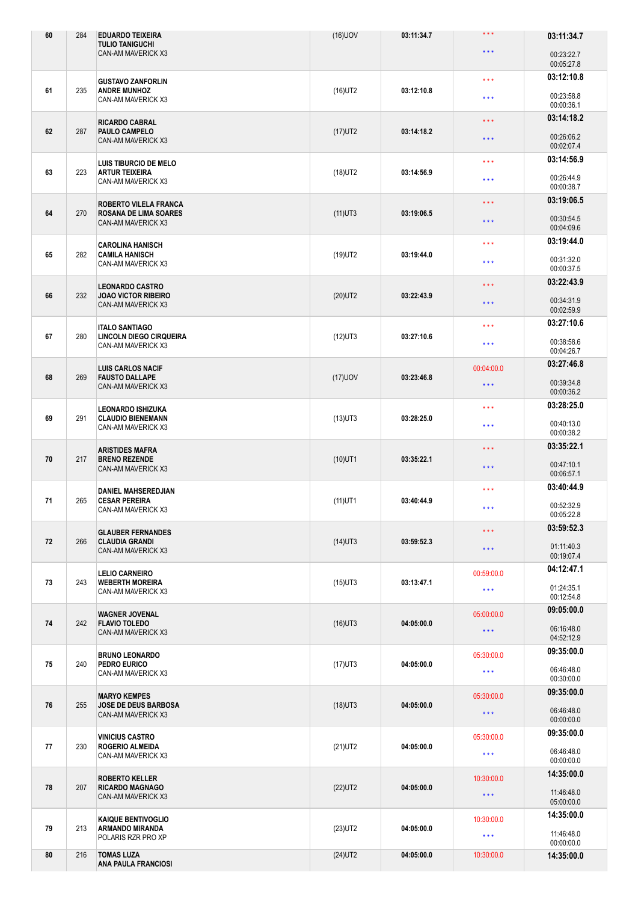| | | | | | | |
|---|---|---|---|---|---|---|
| 60 | 284 | **EDUARDO TEIXEIRA**<br>**TULIO TANIGUCHI**<br>CAN-AM MAVERICK X3 | (16)UOV | 03:11:34.7 | \*\*\*<br>\*\*\* | **03:11:34.7**<br>00:23:22.7<br>00:05:27.8 |
| 61 | 235 | **GUSTAVO ZANFORLIN**<br>**ANDRE MUNHOZ**<br>CAN-AM MAVERICK X3 | (16)UT2 | 03:12:10.8 | \*\*\*<br>\*\*\* | **03:12:10.8**<br>00:23:58.8<br>00:00:36.1 |
| 62 | 287 | **RICARDO CABRAL**<br>**PAULO CAMPELO**<br>CAN-AM MAVERICK X3 | (17)UT2 | 03:14:18.2 | \*\*\*<br>\*\*\* | **03:14:18.2**<br>00:26:06.2<br>00:02:07.4 |
| 63 | 223 | **LUIS TIBURCIO DE MELO**<br>**ARTUR TEIXEIRA**<br>CAN-AM MAVERICK X3 | (18)UT2 | 03:14:56.9 | \*\*\*<br>\*\*\* | **03:14:56.9**<br>00:26:44.9<br>00:00:38.7 |
| 64 | 270 | **ROBERTO VILELA FRANCA**<br>**ROSANA DE LIMA SOARES**<br>CAN-AM MAVERICK X3 | (11)UT3 | 03:19:06.5 | \*\*\*<br>\*\*\* | **03:19:06.5**<br>00:30:54.5<br>00:04:09.6 |
| 65 | 282 | **CAROLINA HANISCH**<br>**CAMILA HANISCH**<br>CAN-AM MAVERICK X3 | (19)UT2 | 03:19:44.0 | \*\*\*<br>\*\*\* | **03:19:44.0**<br>00:31:32.0<br>00:00:37.5 |
| 66 | 232 | **LEONARDO CASTRO**<br>**JOAO VICTOR RIBEIRO**<br>CAN-AM MAVERICK X3 | (20)UT2 | 03:22:43.9 | \*\*\*<br>\*\*\* | **03:22:43.9**<br>00:34:31.9<br>00:02:59.9 |
| 67 | 280 | **ITALO SANTIAGO**<br>**LINCOLN DIEGO CIRQUEIRA**<br>CAN-AM MAVERICK X3 | (12)UT3 | 03:27:10.6 | \*\*\*<br>\*\*\* | **03:27:10.6**<br>00:38:58.6<br>00:04:26.7 |
| 68 | 269 | **LUIS CARLOS NACIF**<br>**FAUSTO DALLAPE**<br>CAN-AM MAVERICK X3 | (17)UOV | 03:23:46.8 | 00:04:00.0<br>\*\*\* | **03:27:46.8**<br>00:39:34.8<br>00:00:36.2 |
| 69 | 291 | **LEONARDO ISHIZUKA**<br>**CLAUDIO BIENEMANN**<br>CAN-AM MAVERICK X3 | (13)UT3 | 03:28:25.0 | \*\*\*<br>\*\*\* | **03:28:25.0**<br>00:40:13.0<br>00:00:38.2 |
| 70 | 217 | **ARISTIDES MAFRA**<br>**BRENO REZENDE**<br>CAN-AM MAVERICK X3 | (10)UT1 | 03:35:22.1 | \*\*\*<br>\*\*\* | **03:35:22.1**<br>00:47:10.1<br>00:06:57.1 |
| 71 | 265 | **DANIEL MAHSEREDJIAN**<br>**CESAR PEREIRA**<br>CAN-AM MAVERICK X3 | (11)UT1 | 03:40:44.9 | \*\*\*<br>\*\*\* | **03:40:44.9**<br>00:52:32.9<br>00:05:22.8 |
| 72 | 266 | **GLAUBER FERNANDES**<br>**CLAUDIA GRANDI**<br>CAN-AM MAVERICK X3 | (14)UT3 | 03:59:52.3 | \*\*\*<br>\*\*\* | **03:59:52.3**<br>01:11:40.3<br>00:19:07.4 |
| 73 | 243 | **LELIO CARNEIRO**<br>**WEBERTH MOREIRA**<br>CAN-AM MAVERICK X3 | (15)UT3 | 03:13:47.1 | 00:59:00.0<br>\*\*\* | **04:12:47.1**<br>01:24:35.1<br>00:12:54.8 |
| 74 | 242 | **WAGNER JOVENAL**<br>**FLAVIO TOLEDO**<br>CAN-AM MAVERICK X3 | (16)UT3 | 04:05:00.0 | 05:00:00.0<br>\*\*\* | **09:05:00.0**<br>06:16:48.0<br>04:52:12.9 |
| 75 | 240 | **BRUNO LEONARDO**<br>**PEDRO EURICO**<br>CAN-AM MAVERICK X3 | (17)UT3 | 04:05:00.0 | 05:30:00.0<br>\*\*\* | **09:35:00.0**<br>06:46:48.0<br>00:30:00.0 |
| 76 | 255 | **MARYO KEMPES**<br>**JOSE DE DEUS BARBOSA**<br>CAN-AM MAVERICK X3 | (18)UT3 | 04:05:00.0 | 05:30:00.0<br>\*\*\* | **09:35:00.0**<br>06:46:48.0<br>00:00:00.0 |
| 77 | 230 | **VINICIUS CASTRO**<br>**ROGERIO ALMEIDA**<br>CAN-AM MAVERICK X3 | (21)UT2 | 04:05:00.0 | 05:30:00.0<br>\*\*\* | **09:35:00.0**<br>06:46:48.0<br>00:00:00.0 |
| 78 | 207 | **ROBERTO KELLER**<br>**RICARDO MAGNAGO**<br>CAN-AM MAVERICK X3 | (22)UT2 | 04:05:00.0 | 10:30:00.0<br>\*\*\* | **14:35:00.0**<br>11:46:48.0<br>05:00:00.0 |
| 79 | 213 | **KAIQUE BENTIVOGLIO**<br>**ARMANDO MIRANDA**<br>POLARIS RZR PRO XP | (23)UT2 | 04:05:00.0 | 10:30:00.0<br>\*\*\* | **14:35:00.0**<br>11:46:48.0<br>00:00:00.0 |
| 80 | 216 | **TOMAS LUZA**<br>**ANA PAULA FRANCIOSI** | (24)UT2 | 04:05:00.0 | 10:30:00.0 | **14:35:00.0** |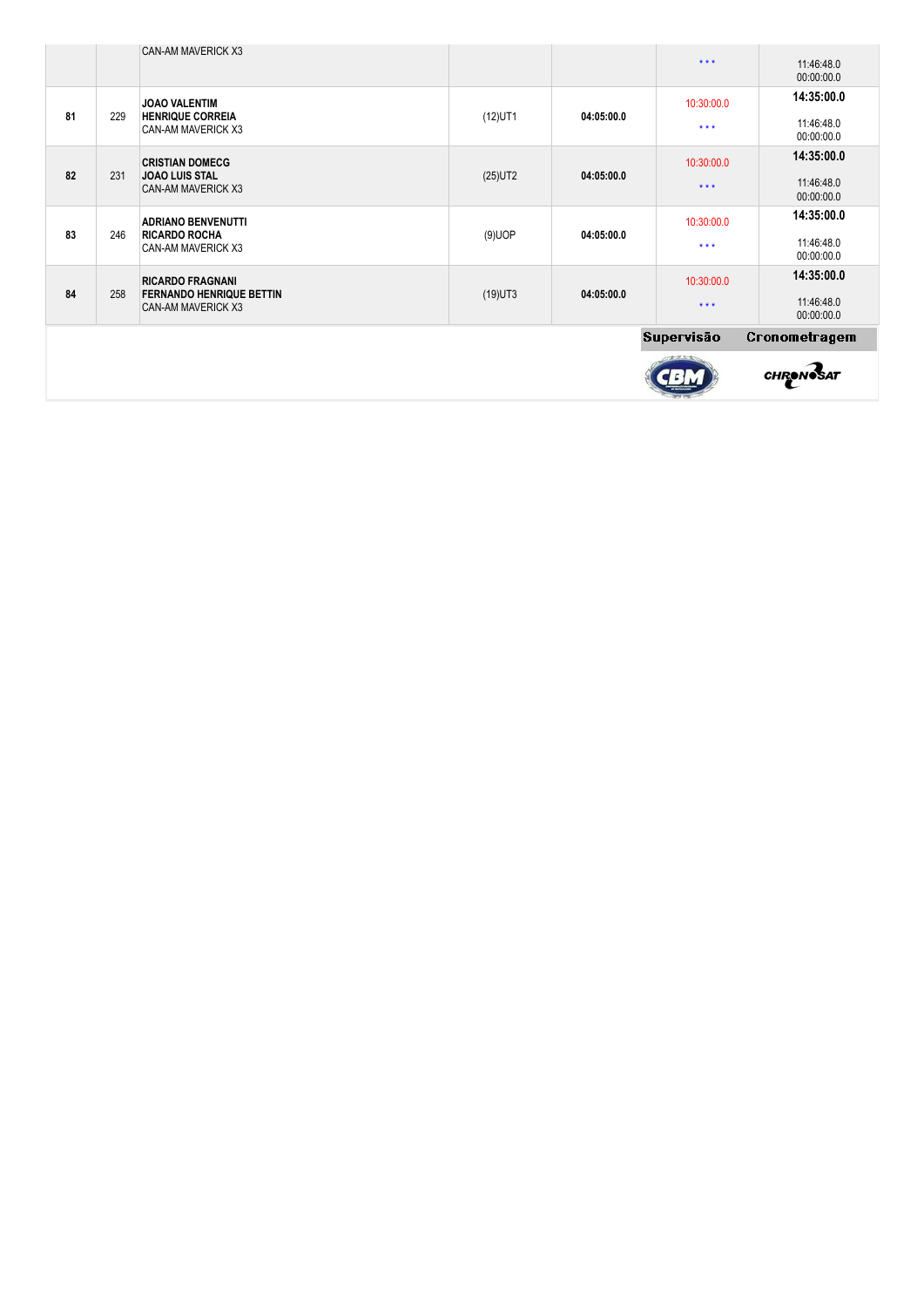| | | | | | | |
|---|---|---|---|---|---|---|
| | | CAN-AM MAVERICK X3 | | | \*\*\* | 11:46:48.0<br>00:00:00.0 |
| 81 | 229 | **JOAO VALENTIM**<br>**HENRIQUE CORREIA**<br>CAN-AM MAVERICK X3 | (12)UT1 | **04:05:00.0** | 10:30:00.0<br>\*\*\* | **14:35:00.0**<br>11:46:48.0<br>00:00:00.0 |
| 82 | 231 | **CRISTIAN DOMECG**<br>**JOAO LUIS STAL**<br>CAN-AM MAVERICK X3 | (25)UT2 | **04:05:00.0** | 10:30:00.0<br>\*\*\* | **14:35:00.0**<br>11:46:48.0<br>00:00:00.0 |
| 83 | 246 | **ADRIANO BENVENUTTI**<br>**RICARDO ROCHA**<br>CAN-AM MAVERICK X3 | (9)UOP | **04:05:00.0** | 10:30:00.0<br>\*\*\* | **14:35:00.0**<br>11:46:48.0<br>00:00:00.0 |
| 84 | 258 | **RICARDO FRAGNANI**<br>**FERNANDO HENRIQUE BETTIN**<br>CAN-AM MAVERICK X3 | (19)UT3 | **04:05:00.0** | 10:30:00.0<br>\*\*\* | **14:35:00.0**<br>11:46:48.0<br>00:00:00.0 |

Supervisão CBM

Cronometragem CHRONOSAT